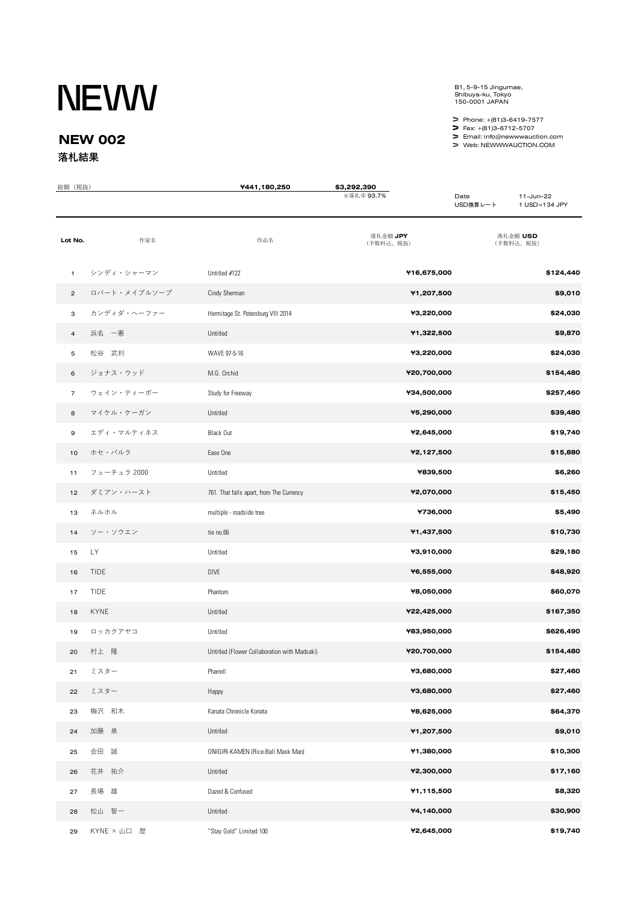# NEWW

## NEW 002

### 落札結果

B1, 5-9-15 Jingumae,
Shibuya-ku, Tokyo
150-0001 JAPAN

> Phone: +(81)3-6419-7577
> Fax: +(81)3-6712-5707
> Email: info@newwwauction.com
> Web: NEWWWAUCTION.COM

総額（税抜） **¥441,180,250** **$3,292,390**
※落札率 93.7%

Date 11-Jun-22
USD換算レート 1 USD=134 JPY

| Lot No. | 作家名 | 作品名 | 落札金額 **JPY**（手数料込、税抜） | 落札金額 **USD**（手数料込、税抜） |
|---|---|---|---|---|
| 1 | シンディ・シャーマン | Untitled #122 | **¥16,675,000** | **$124,440** |
| 2 | ロバート・メイプルソープ | Cindy Sherman | **¥1,207,500** | **$9,010** |
| 3 | カンディダ・ヘーファー | Hermitage St. Petersburg VIII 2014 | **¥3,220,000** | **$24,030** |
| 4 | 浜名　一憲 | Untitled | **¥1,322,500** | **$9,870** |
| 5 | 松谷　武判 | WAVE 97-5-16 | **¥3,220,000** | **$24,030** |
| 6 | ジョナス・ウッド | M.G. Orchid | **¥20,700,000** | **$154,480** |
| 7 | ウェイン・ティーボー | Study for Freeway | **¥34,500,000** | **$257,460** |
| 8 | マイケル・ケーガン | Untitled | **¥5,290,000** | **$39,480** |
| 9 | エディ・マルティネス | Black Out | **¥2,645,000** | **$19,740** |
| 10 | ホセ・パルラ | Ease One | **¥2,127,500** | **$15,880** |
| 11 | フューチュラ 2000 | Untitled | **¥839,500** | **$6,260** |
| 12 | ダミアン・ハースト | 761. That falls apart, from The Currency | **¥2,070,000** | **$15,450** |
| 13 | ネルホル | multiple - roadside tree | **¥736,000** | **$5,490** |
| 14 | ソー・ソウエン | tie no.66 | **¥1,437,500** | **$10,730** |
| 15 | LY | Untitled | **¥3,910,000** | **$29,180** |
| 16 | TIDE | DIVE | **¥6,555,000** | **$48,920** |
| 17 | TIDE | Phantom | **¥8,050,000** | **$60,070** |
| 18 | KYNE | Untitled | **¥22,425,000** | **$167,350** |
| 19 | ロッカクアヤコ | Untitled | **¥83,950,000** | **$626,490** |
| 20 | 村上　隆 | Untitled (Flower Collaboration with Madsaki) | **¥20,700,000** | **$154,480** |
| 21 | ミスター | Pharrell | **¥3,680,000** | **$27,460** |
| 22 | ミスター | Happy | **¥3,680,000** | **$27,460** |
| 23 | 梅沢　和木 | Kanata Chronicle Konata | **¥8,625,000** | **$64,370** |
| 24 | 加藤　泉 | Untitled | **¥1,207,500** | **$9,010** |
| 25 | 会田　誠 | ONIGIRI-KAMEN (Rice-Ball Mask Man) | **¥1,380,000** | **$10,300** |
| 26 | 花井　祐介 | Untitled | **¥2,300,000** | **$17,160** |
| 27 | 長場　雄 | Dazed & Confused | **¥1,115,500** | **$8,320** |
| 28 | 松山　智一 | Untitled | **¥4,140,000** | **$30,900** |
| 29 | KYNE × 山口　歴 | "Stay Gold" Limited 100 | **¥2,645,000** | **$19,740** |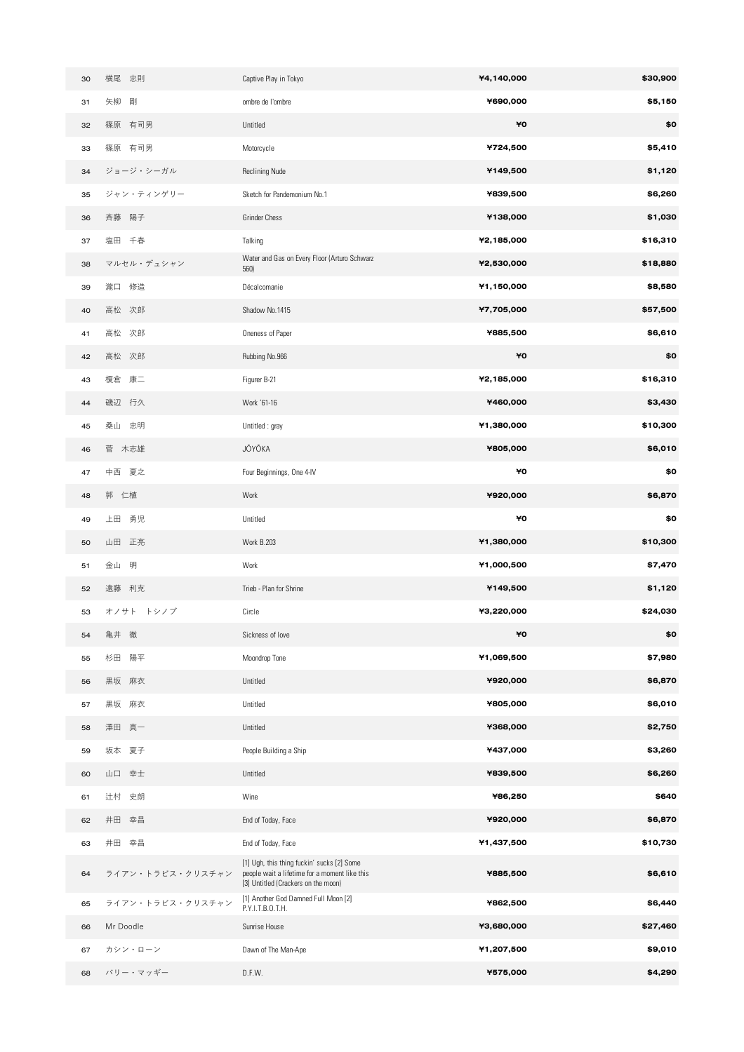| | | | | |
|---|---|---|---|---|
| 30 | 横尾　忠則 | Captive Play in Tokyo | ¥4,140,000 | $30,900 |
| 31 | 矢柳　剛 | ombre de l'ombre | ¥690,000 | $5,150 |
| 32 | 篠原　有司男 | Untitled | ¥0 | $0 |
| 33 | 篠原　有司男 | Motorcycle | ¥724,500 | $5,410 |
| 34 | ジョージ・シーガル | Reclining Nude | ¥149,500 | $1,120 |
| 35 | ジャン・ティンゲリー | Sketch for Pandemonium No.1 | ¥839,500 | $6,260 |
| 36 | 斉藤　陽子 | Grinder Chess | ¥138,000 | $1,030 |
| 37 | 塩田　千春 | Talking | ¥2,185,000 | $16,310 |
| 38 | マルセル・デュシャン | Water and Gas on Every Floor (Arturo Schwarz 560) | ¥2,530,000 | $18,880 |
| 39 | 瀧口　修造 | Décalcomanie | ¥1,150,000 | $8,580 |
| 40 | 高松　次郎 | Shadow No.1415 | ¥7,705,000 | $57,500 |
| 41 | 高松　次郎 | Oneness of Paper | ¥885,500 | $6,610 |
| 42 | 高松　次郎 | Rubbing No.966 | ¥0 | $0 |
| 43 | 榎倉　康二 | Figurer B-21 | ¥2,185,000 | $16,310 |
| 44 | 磯辺　行久 | Work '61-16 | ¥460,000 | $3,430 |
| 45 | 桑山　忠明 | Untitled : gray | ¥1,380,000 | $10,300 |
| 46 | 菅　木志雄 | JŌYŌKA | ¥805,000 | $6,010 |
| 47 | 中西　夏之 | Four Beginnings, One 4-IV | ¥0 | $0 |
| 48 | 郭　仁植 | Work | ¥920,000 | $6,870 |
| 49 | 上田　勇児 | Untitled | ¥0 | $0 |
| 50 | 山田　正亮 | Work B.203 | ¥1,380,000 | $10,300 |
| 51 | 金山　明 | Work | ¥1,000,500 | $7,470 |
| 52 | 遠藤　利克 | Trieb - Plan for Shrine | ¥149,500 | $1,120 |
| 53 | オノサト　トシノブ | Circle | ¥3,220,000 | $24,030 |
| 54 | 亀井　徹 | Sickness of love | ¥0 | $0 |
| 55 | 杉田　陽平 | Moondrop Tone | ¥1,069,500 | $7,980 |
| 56 | 黒坂　麻衣 | Untitled | ¥920,000 | $6,870 |
| 57 | 黒坂　麻衣 | Untitled | ¥805,000 | $6,010 |
| 58 | 澤田　真一 | Untitled | ¥368,000 | $2,750 |
| 59 | 坂本　夏子 | People Building a Ship | ¥437,000 | $3,260 |
| 60 | 山口　幸士 | Untitled | ¥839,500 | $6,260 |
| 61 | 辻村　史朗 | Wine | ¥86,250 | $640 |
| 62 | 井田　幸昌 | End of Today, Face | ¥920,000 | $6,870 |
| 63 | 井田　幸昌 | End of Today, Face | ¥1,437,500 | $10,730 |
| 64 | ライアン・トラビス・クリスチャン | [1] Ugh, this thing fuckin' sucks [2] Some people wait a lifetime for a moment like this [3] Untitled (Crackers on the moon) | ¥885,500 | $6,610 |
| 65 | ライアン・トラビス・クリスチャン | [1] Another God Damned Full Moon [2] P.Y.I.T.B.O.T.H. | ¥862,500 | $6,440 |
| 66 | Mr Doodle | Sunrise House | ¥3,680,000 | $27,460 |
| 67 | カシン・ローン | Dawn of The Man-Ape | ¥1,207,500 | $9,010 |
| 68 | バリー・マッギー | D.F.W. | ¥575,000 | $4,290 |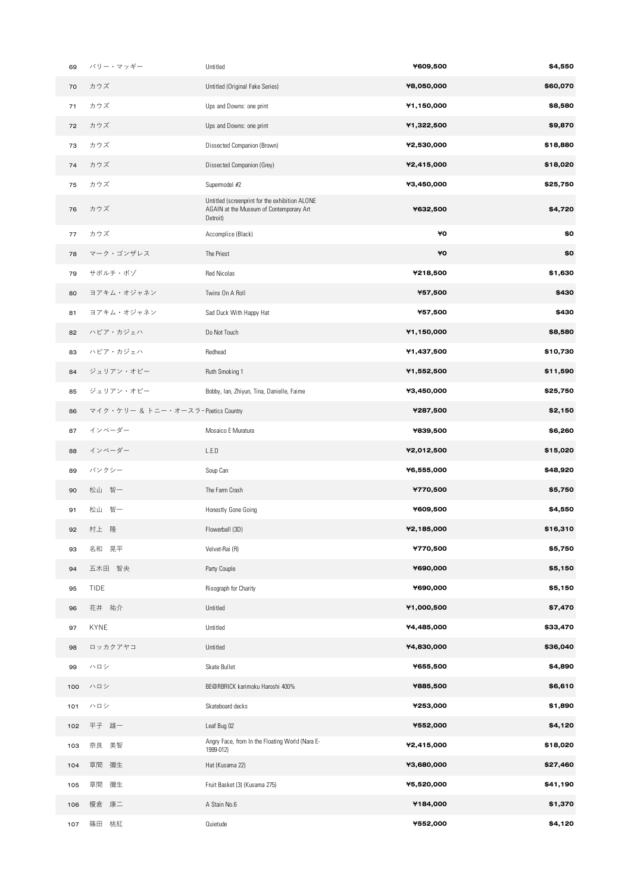| 69 | バリー・マッギー | Untitled | ¥609,500 | $4,550 |
|---|---|---|---|---|
| 70 | カウズ | Untitled (Original Fake Series) | ¥8,050,000 | $60,070 |
| 71 | カウズ | Ups and Downs: one print | ¥1,150,000 | $8,580 |
| 72 | カウズ | Ups and Downs: one print | ¥1,322,500 | $9,870 |
| 73 | カウズ | Dissected Companion (Brown) | ¥2,530,000 | $18,880 |
| 74 | カウズ | Dissected Companion (Grey) | ¥2,415,000 | $18,020 |
| 75 | カウズ | Supermodel #2 | ¥3,450,000 | $25,750 |
| 76 | カウズ | Untitled (screenprint for the exhibition ALONE AGAIN at the Museum of Contemporary Art Detroit) | ¥632,500 | $4,720 |
| 77 | カウズ | Accomplice (Black) | ¥0 | $0 |
| 78 | マーク・ゴンザレス | The Priest | ¥0 | $0 |
| 79 | サボルチ・ボゾ | Red Nicolas | ¥218,500 | $1,630 |
| 80 | ヨアキム・オジャネン | Twins On A Roll | ¥57,500 | $430 |
| 81 | ヨアキム・オジャネン | Sad Duck With Happy Hat | ¥57,500 | $430 |
| 82 | ハビア・カジェハ | Do Not Touch | ¥1,150,000 | $8,580 |
| 83 | ハビア・カジェハ | Redhead | ¥1,437,500 | $10,730 |
| 84 | ジュリアン・オピー | Ruth Smoking 1 | ¥1,552,500 | $11,590 |
| 85 | ジュリアン・オピー | Bobby, Ian, Zhiyun, Tina, Danielle, Faime | ¥3,450,000 | $25,750 |
| 86 | マイク・ケリー & トニー・オースラー | Poetics Country | ¥287,500 | $2,150 |
| 87 | インベーダー | Mosaico E Muratura | ¥839,500 | $6,260 |
| 88 | インベーダー | L.E.D | ¥2,012,500 | $15,020 |
| 89 | バンクシー | Soup Can | ¥6,555,000 | $48,920 |
| 90 | 松山　智一 | The Farm Crash | ¥770,500 | $5,750 |
| 91 | 松山　智一 | Honestly Gone Going | ¥609,500 | $4,550 |
| 92 | 村上　隆 | Flowerball (3D) | ¥2,185,000 | $16,310 |
| 93 | 名和　晃平 | Velvet-Rai (R) | ¥770,500 | $5,750 |
| 94 | 五木田　智央 | Party Couple | ¥690,000 | $5,150 |
| 95 | TIDE | Risograph for Charity | ¥690,000 | $5,150 |
| 96 | 花井　祐介 | Untitled | ¥1,000,500 | $7,470 |
| 97 | KYNE | Untitled | ¥4,485,000 | $33,470 |
| 98 | ロッカクアヤコ | Untitled | ¥4,830,000 | $36,040 |
| 99 | ハロシ | Skate Bullet | ¥655,500 | $4,890 |
| 100 | ハロシ | BE@RBRICK karimoku Haroshi 400% | ¥885,500 | $6,610 |
| 101 | ハロシ | Skateboard decks | ¥253,000 | $1,890 |
| 102 | 平子　雄一 | Leaf Bug 02 | ¥552,000 | $4,120 |
| 103 | 奈良　美智 | Angry Face, from In the Floating World (Nara E-1999-012) | ¥2,415,000 | $18,020 |
| 104 | 草間　彌生 | Hat (Kusama 22) | ¥3,680,000 | $27,460 |
| 105 | 草間　彌生 | Fruit Basket (3) (Kusama 275) | ¥5,520,000 | $41,190 |
| 106 | 榎倉　康二 | A Stain No.6 | ¥184,000 | $1,370 |
| 107 | 篠田　桃紅 | Quietude | ¥552,000 | $4,120 |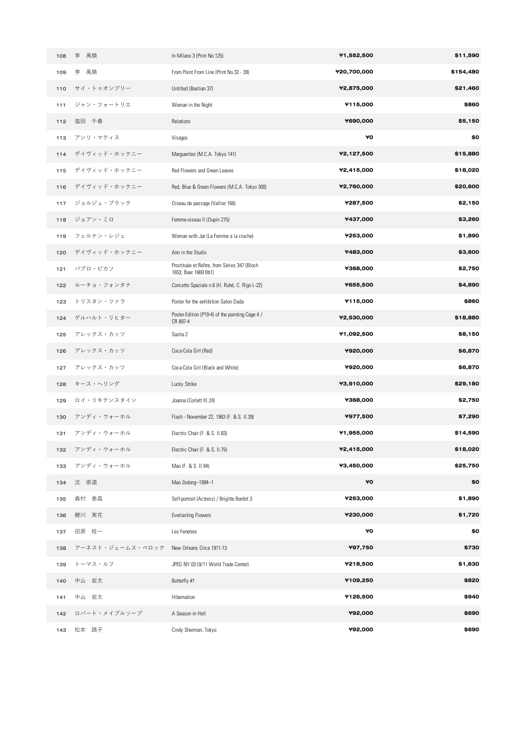| | | | | |
|---|---|---|---|---|
| 108 | 李　禹煥 | In Milano 3 (Print No.125) | ¥1,552,500 | $11,590 |
| 109 | 李　禹煥 | From Point From Line (Print No.32 - 39) | ¥20,700,000 | $154,480 |
| 110 | サイ・トゥオンブリー | Untitled (Bastian 37) | ¥2,875,000 | $21,460 |
| 111 | ジャン・フォートリエ | Woman in the Night | ¥115,000 | $860 |
| 112 | 塩田　千春 | Relations | ¥690,000 | $5,150 |
| 113 | アンリ・マティス | Visages | ¥0 | $0 |
| 114 | デイヴィッド・ホックニー | Marguerites (M.C.A. Tokyo 141) | ¥2,127,500 | $15,880 |
| 115 | デイヴィッド・ホックニー | Red Flowers and Green Leaves | ¥2,415,000 | $18,020 |
| 116 | デイヴィッド・ホックニー | Red, Blue & Green Flowers (M.C.A. Tokyo 300) | ¥2,760,000 | $20,600 |
| 117 | ジョルジュ・ブラック | Oiseau de passage (Vallier 166) | ¥287,500 | $2,150 |
| 118 | ジョアン・ミロ | Femme-oiseau II (Dupin 275) | ¥437,000 | $3,260 |
| 119 | フェルナン・レジェ | Woman with Jar (La Femme a la cruche) | ¥253,000 | $1,890 |
| 120 | デイヴィッド・ホックニー | Ann in the Studio | ¥483,000 | $3,600 |
| 121 | パブロ・ピカソ | Prostituée et Reître, from Séries 347 (Bloch 1653; Baer 1669 Bb1) | ¥368,000 | $2,750 |
| 122 | ルーチョ・フォンタナ | Concetto Spaziale n.6 (H. Ruhé, C. Rigo L-22) | ¥655,500 | $4,890 |
| 123 | トリスタン・ツァラ | Poster for the exhibition Salon Dada | ¥115,000 | $860 |
| 124 | ゲルハルト・リヒター | Poster-Edition (P19-4) of the painting Cage 4 / CR 897-4 | ¥2,530,000 | $18,880 |
| 125 | アレックス・カッツ | Sasha 2 | ¥1,092,500 | $8,150 |
| 126 | アレックス・カッツ | Coca-Cola Girl (Red) | ¥920,000 | $6,870 |
| 127 | アレックス・カッツ | Coca-Cola Girl (Black and White) | ¥920,000 | $6,870 |
| 128 | キース・ヘリング | Lucky Strike | ¥3,910,000 | $29,180 |
| 129 | ロイ・リキテンスタイン | Joanna (Corlett III.24) | ¥368,000 | $2,750 |
| 130 | アンディ・ウォーホル | Flash - November 22, 1963 (F. & S. II.39) | ¥977,500 | $7,290 |
| 131 | アンディ・ウォーホル | Electric Chair (F. & S. II.83) | ¥1,955,000 | $14,590 |
| 132 | アンディ・ウォーホル | Electric Chair (F. & S. II.75) | ¥2,415,000 | $18,020 |
| 133 | アンディ・ウォーホル | Mao (F. & S. II.94) | ¥3,450,000 | $25,750 |
| 134 | 沈　崇道 | Mao Zedong--1994--1 | ¥0 | $0 |
| 135 | 森村　泰昌 | Self-portrait (Actress) / Brigitte Bardot 3 | ¥253,000 | $1,890 |
| 136 | 蜷川　実花 | Everlasting Flowers | ¥230,000 | $1,720 |
| 137 | 田原　桂一 | Les Fenetres | ¥0 | $0 |
| 138 | アーネスト・ジェームス・ベロック | New Orleans Circa 1911-13 | ¥97,750 | $730 |
| 139 | トーマス・ルフ | JPEG NY 03 (9/11 World Trade Center) | ¥218,500 | $1,630 |
| 140 | 中山　岩太 | Butterfly #1 | ¥109,250 | $820 |
| 141 | 中山　岩太 | Hibernation | ¥126,500 | $940 |
| 142 | ロバート・メイプルソープ | A Season in Hell | ¥92,000 | $690 |
| 143 | 松本　路子 | Cindy Sherman, Tokyo | ¥92,000 | $690 |